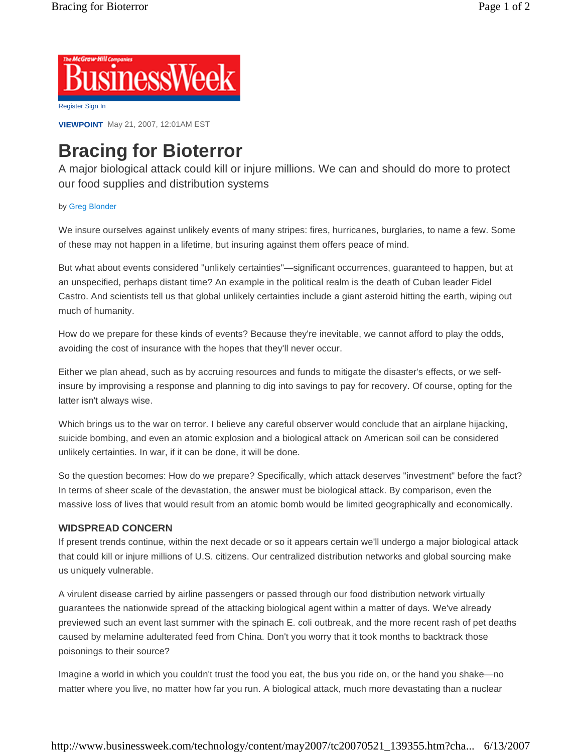Register Sign In

**VIEWPOINT** May 21, 2007, 12:01AM EST

# Bracing for Bioterror

A major biological attack could kill or injure millions. We can and should do more to protect our food supplies and distribution systems

by Greg Blonder

We insure ourselves against unlikely events of many stripes: fires, hurricanes, burglaries, to name a few. Some of these may not happen in a lifetime, but insuring against them offers peace of mind.

But what about events considered "unlikely certainties"—significant occurrences, guaranteed to happen, but at an unspecified, perhaps distant time? An example in the political realm is the death of Cuban leader Fidel Castro. And scientists tell us that global unlikely certainties include a giant asteroid hitting the earth, wiping out much of humanity.

How do we prepare for these kinds of events? Because they're inevitable, we cannot afford to play the odds, avoiding the cost of insurance with the hopes that they'll never occur.

Either we plan ahead, such as by accruing resources and funds to mitigate the disaster's effects, or we self-insure by improvising a response and planning to dig into savings to pay for recovery. Of course, opting for the latter isn't always wise.

Which brings us to the war on terror. I believe any careful observer would conclude that an airplane hijacking, suicide bombing, and even an atomic explosion and a biological attack on American soil can be considered unlikely certainties. In war, if it can be done, it will be done.

So the question becomes: How do we prepare? Specifically, which attack deserves "investment" before the fact? In terms of sheer scale of the devastation, the answer must be biological attack. By comparison, even the massive loss of lives that would result from an atomic bomb would be limited geographically and economically.

### WIDSPREAD CONCERN

If present trends continue, within the next decade or so it appears certain we'll undergo a major biological attack that could kill or injure millions of U.S. citizens. Our centralized distribution networks and global sourcing make us uniquely vulnerable.

A virulent disease carried by airline passengers or passed through our food distribution network virtually guarantees the nationwide spread of the attacking biological agent within a matter of days. We've already previewed such an event last summer with the spinach E. coli outbreak, and the more recent rash of pet deaths caused by melamine adulterated feed from China. Don't you worry that it took months to backtrack those poisonings to their source?

Imagine a world in which you couldn't trust the food you eat, the bus you ride on, or the hand you shake—no matter where you live, no matter how far you run. A biological attack, much more devastating than a nuclear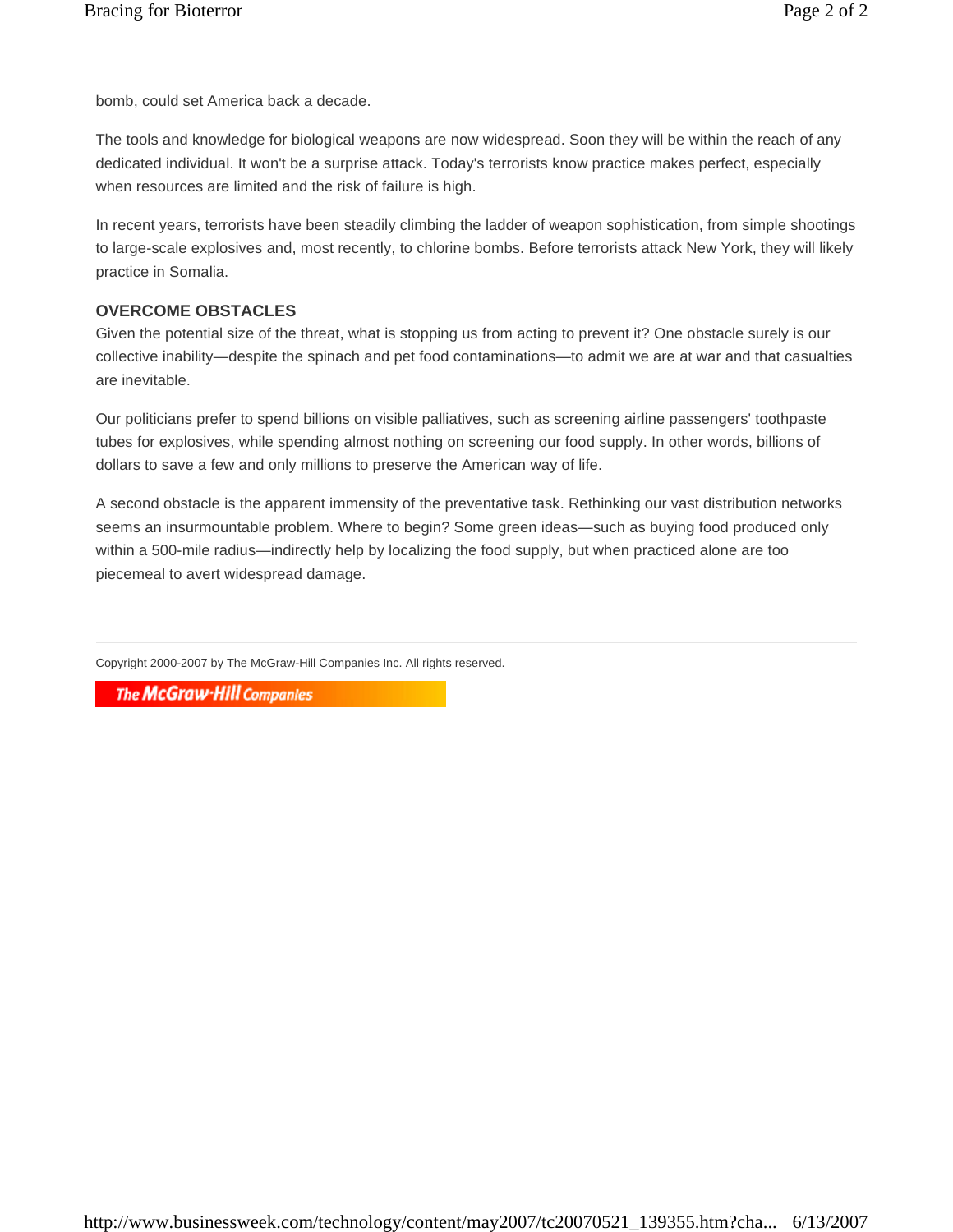bomb, could set America back a decade.

The tools and knowledge for biological weapons are now widespread. Soon they will be within the reach of any dedicated individual. It won't be a surprise attack. Today's terrorists know practice makes perfect, especially when resources are limited and the risk of failure is high.

In recent years, terrorists have been steadily climbing the ladder of weapon sophistication, from simple shootings to large-scale explosives and, most recently, to chlorine bombs. Before terrorists attack New York, they will likely practice in Somalia.

### OVERCOME OBSTACLES

Given the potential size of the threat, what is stopping us from acting to prevent it? One obstacle surely is our collective inability—despite the spinach and pet food contaminations—to admit we are at war and that casualties are inevitable.

Our politicians prefer to spend billions on visible palliatives, such as screening airline passengers' toothpaste tubes for explosives, while spending almost nothing on screening our food supply. In other words, billions of dollars to save a few and only millions to preserve the American way of life.

A second obstacle is the apparent immensity of the preventative task. Rethinking our vast distribution networks seems an insurmountable problem. Where to begin? Some green ideas—such as buying food produced only within a 500-mile radius—indirectly help by localizing the food supply, but when practiced alone are too piecemeal to avert widespread damage.

---

Copyright 2000-2007 by The McGraw-Hill Companies Inc. All rights reserved.

The McGraw-Hill Companies